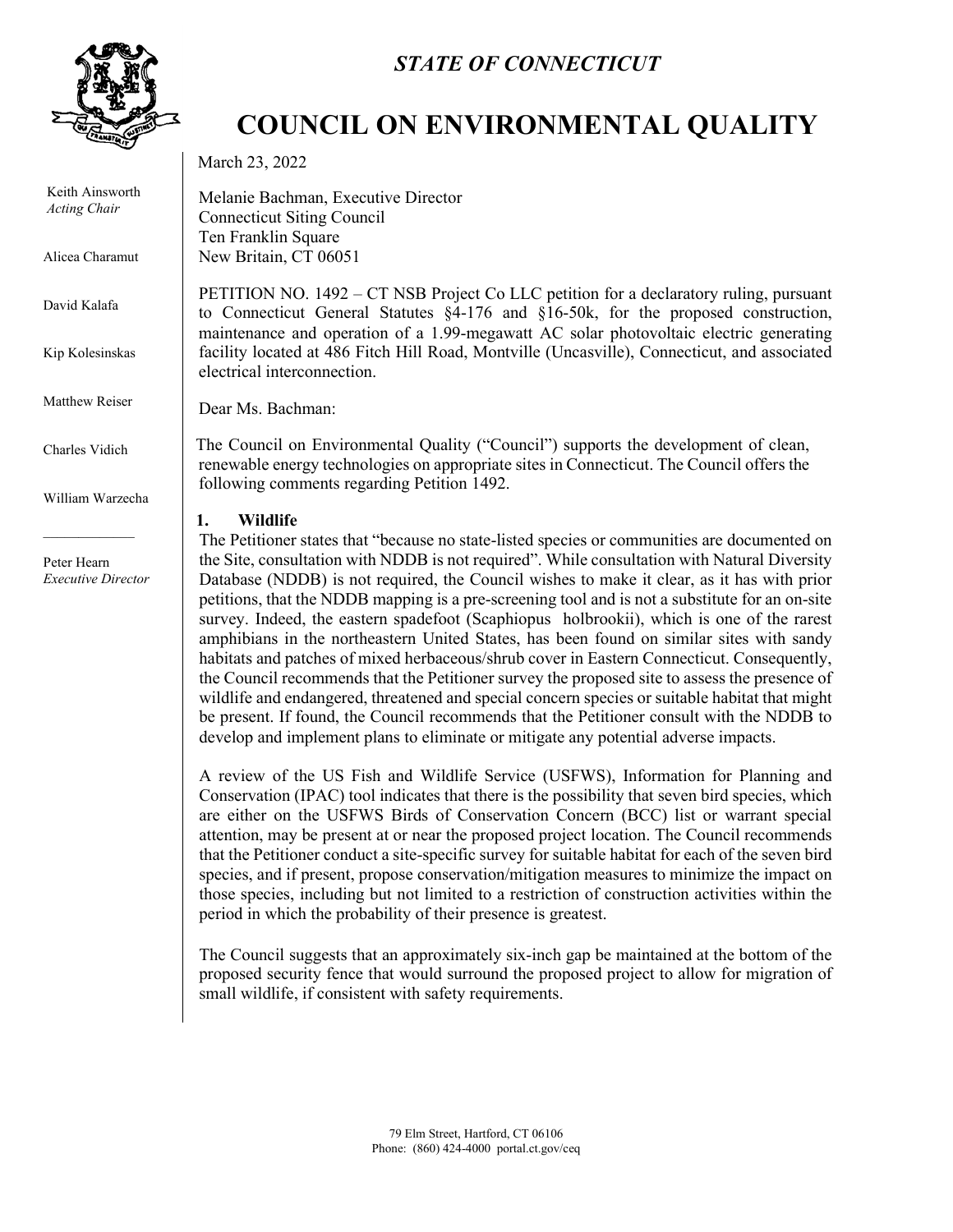*STATE OF CONNECTICUT*

# COUNCIL ON ENVIRONMENTAL QUALITY

Keith Ainsworth
*Acting Chair*

Alicea Charamut

David Kalafa

Kip Kolesinskas

Matthew Reiser

Charles Vidich

William Warzecha

Peter Hearn
*Executive Director*

March 23, 2022

Melanie Bachman, Executive Director
Connecticut Siting Council
Ten Franklin Square
New Britain, CT 06051

PETITION NO. 1492 – CT NSB Project Co LLC petition for a declaratory ruling, pursuant to Connecticut General Statutes §4-176 and §16-50k, for the proposed construction, maintenance and operation of a 1.99-megawatt AC solar photovoltaic electric generating facility located at 486 Fitch Hill Road, Montville (Uncasville), Connecticut, and associated electrical interconnection.

Dear Ms. Bachman:

The Council on Environmental Quality ("Council") supports the development of clean, renewable energy technologies on appropriate sites in Connecticut. The Council offers the following comments regarding Petition 1492.

**1. Wildlife**

The Petitioner states that "because no state-listed species or communities are documented on the Site, consultation with NDDB is not required". While consultation with Natural Diversity Database (NDDB) is not required, the Council wishes to make it clear, as it has with prior petitions, that the NDDB mapping is a pre-screening tool and is not a substitute for an on-site survey. Indeed, the eastern spadefoot (Scaphiopus holbrookii), which is one of the rarest amphibians in the northeastern United States, has been found on similar sites with sandy habitats and patches of mixed herbaceous/shrub cover in Eastern Connecticut. Consequently, the Council recommends that the Petitioner survey the proposed site to assess the presence of wildlife and endangered, threatened and special concern species or suitable habitat that might be present. If found, the Council recommends that the Petitioner consult with the NDDB to develop and implement plans to eliminate or mitigate any potential adverse impacts.

A review of the US Fish and Wildlife Service (USFWS), Information for Planning and Conservation (IPAC) tool indicates that there is the possibility that seven bird species, which are either on the USFWS Birds of Conservation Concern (BCC) list or warrant special attention, may be present at or near the proposed project location. The Council recommends that the Petitioner conduct a site-specific survey for suitable habitat for each of the seven bird species, and if present, propose conservation/mitigation measures to minimize the impact on those species, including but not limited to a restriction of construction activities within the period in which the probability of their presence is greatest.

The Council suggests that an approximately six-inch gap be maintained at the bottom of the proposed security fence that would surround the proposed project to allow for migration of small wildlife, if consistent with safety requirements.

79 Elm Street, Hartford, CT 06106
Phone: (860) 424-4000 portal.ct.gov/ceq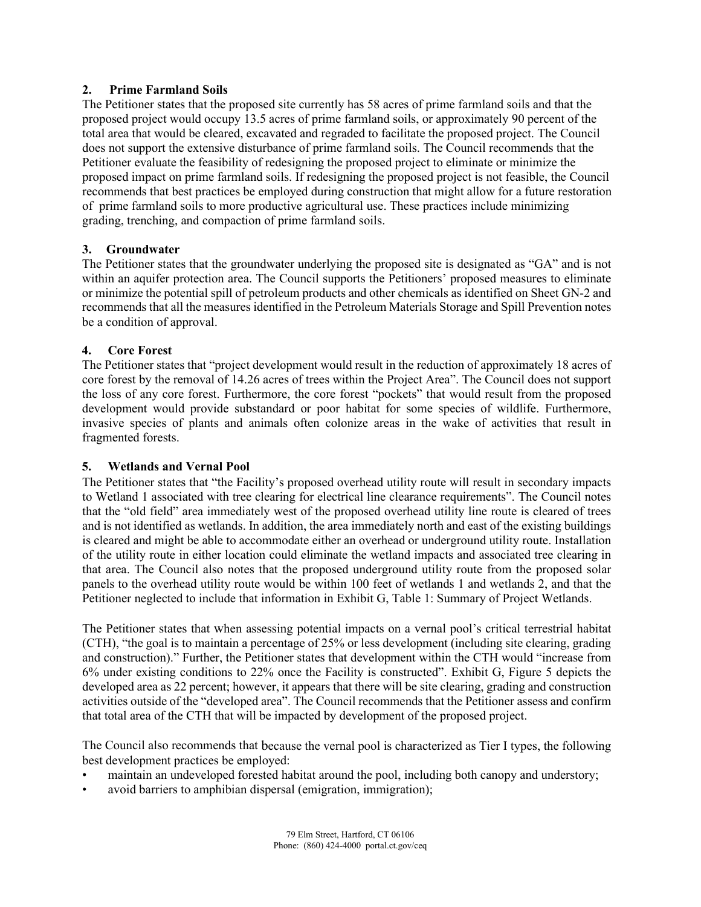## 2. Prime Farmland Soils

The Petitioner states that the proposed site currently has 58 acres of prime farmland soils and that the proposed project would occupy 13.5 acres of prime farmland soils, or approximately 90 percent of the total area that would be cleared, excavated and regraded to facilitate the proposed project. The Council does not support the extensive disturbance of prime farmland soils. The Council recommends that the Petitioner evaluate the feasibility of redesigning the proposed project to eliminate or minimize the proposed impact on prime farmland soils. If redesigning the proposed project is not feasible, the Council recommends that best practices be employed during construction that might allow for a future restoration of prime farmland soils to more productive agricultural use. These practices include minimizing grading, trenching, and compaction of prime farmland soils.

## 3. Groundwater

The Petitioner states that the groundwater underlying the proposed site is designated as "GA" and is not within an aquifer protection area. The Council supports the Petitioners' proposed measures to eliminate or minimize the potential spill of petroleum products and other chemicals as identified on Sheet GN-2 and recommends that all the measures identified in the Petroleum Materials Storage and Spill Prevention notes be a condition of approval.

## 4. Core Forest

The Petitioner states that "project development would result in the reduction of approximately 18 acres of core forest by the removal of 14.26 acres of trees within the Project Area". The Council does not support the loss of any core forest. Furthermore, the core forest "pockets" that would result from the proposed development would provide substandard or poor habitat for some species of wildlife. Furthermore, invasive species of plants and animals often colonize areas in the wake of activities that result in fragmented forests.

## 5. Wetlands and Vernal Pool

The Petitioner states that "the Facility's proposed overhead utility route will result in secondary impacts to Wetland 1 associated with tree clearing for electrical line clearance requirements". The Council notes that the "old field" area immediately west of the proposed overhead utility line route is cleared of trees and is not identified as wetlands. In addition, the area immediately north and east of the existing buildings is cleared and might be able to accommodate either an overhead or underground utility route. Installation of the utility route in either location could eliminate the wetland impacts and associated tree clearing in that area. The Council also notes that the proposed underground utility route from the proposed solar panels to the overhead utility route would be within 100 feet of wetlands 1 and wetlands 2, and that the Petitioner neglected to include that information in Exhibit G, Table 1: Summary of Project Wetlands.

The Petitioner states that when assessing potential impacts on a vernal pool's critical terrestrial habitat (CTH), "the goal is to maintain a percentage of 25% or less development (including site clearing, grading and construction)." Further, the Petitioner states that development within the CTH would "increase from 6% under existing conditions to 22% once the Facility is constructed". Exhibit G, Figure 5 depicts the developed area as 22 percent; however, it appears that there will be site clearing, grading and construction activities outside of the "developed area". The Council recommends that the Petitioner assess and confirm that total area of the CTH that will be impacted by development of the proposed project.

The Council also recommends that because the vernal pool is characterized as Tier I types, the following best development practices be employed:

- maintain an undeveloped forested habitat around the pool, including both canopy and understory;
- avoid barriers to amphibian dispersal (emigration, immigration);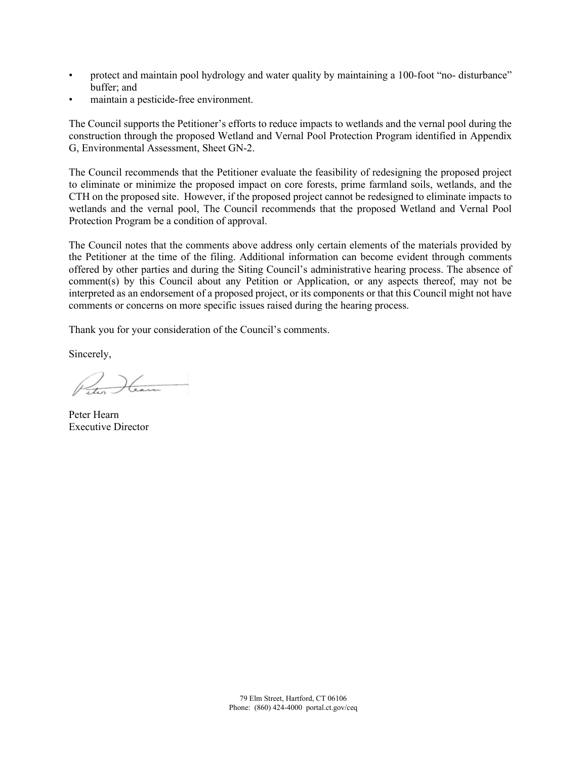- protect and maintain pool hydrology and water quality by maintaining a 100-foot "no- disturbance" buffer; and
- maintain a pesticide-free environment.

The Council supports the Petitioner's efforts to reduce impacts to wetlands and the vernal pool during the construction through the proposed Wetland and Vernal Pool Protection Program identified in Appendix G, Environmental Assessment, Sheet GN-2.

The Council recommends that the Petitioner evaluate the feasibility of redesigning the proposed project to eliminate or minimize the proposed impact on core forests, prime farmland soils, wetlands, and the CTH on the proposed site. However, if the proposed project cannot be redesigned to eliminate impacts to wetlands and the vernal pool, The Council recommends that the proposed Wetland and Vernal Pool Protection Program be a condition of approval.

The Council notes that the comments above address only certain elements of the materials provided by the Petitioner at the time of the filing. Additional information can become evident through comments offered by other parties and during the Siting Council's administrative hearing process. The absence of comment(s) by this Council about any Petition or Application, or any aspects thereof, may not be interpreted as an endorsement of a proposed project, or its components or that this Council might not have comments or concerns on more specific issues raised during the hearing process.

Thank you for your consideration of the Council's comments.

Sincerely,

Peter Hearn
Executive Director

79 Elm Street, Hartford, CT 06106
Phone: (860) 424-4000 portal.ct.gov/ceq